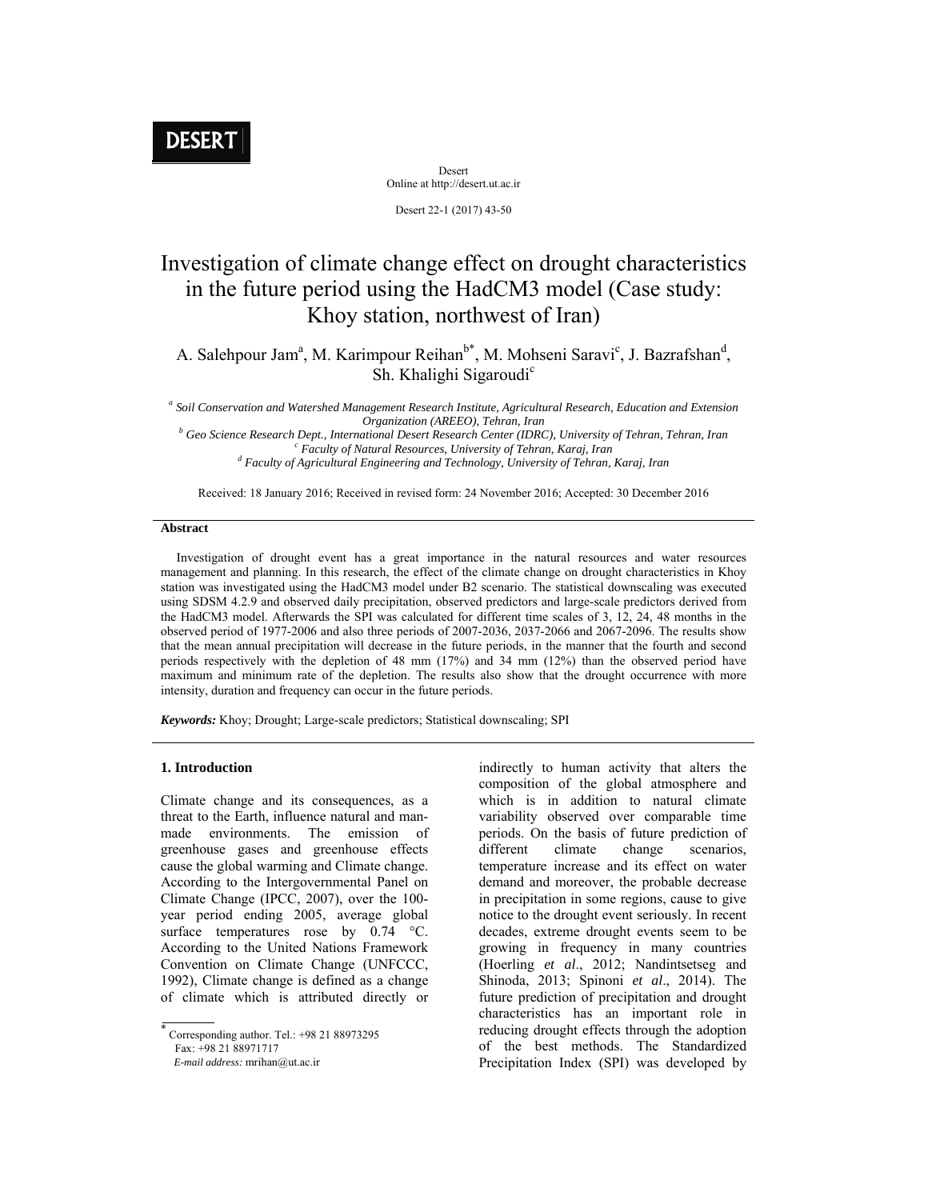Desert
Online at http://desert.ut.ac.ir

# Investigation of climate change effect on drought characteristics in the future period using the HadCM3 model (Case study: Khoy station, northwest of Iran)

A. Salehpour Jam[a], M. Karimpour Reihan[b*], M. Mohseni Saravi[c], J. Bazrafshan[d], Sh. Khalighi Sigaroudi[c]

[a] *Soil Conservation and Watershed Management Research Institute, Agricultural Research, Education and Extension Organization (AREEO), Tehran, Iran*
[b] *Geo Science Research Dept., International Desert Research Center (IDRC), University of Tehran, Tehran, Iran*
[c] *Faculty of Natural Resources, University of Tehran, Karaj, Iran*
[d] *Faculty of Agricultural Engineering and Technology, University of Tehran, Karaj, Iran*

Received: 18 January 2016; Received in revised form: 24 November 2016; Accepted: 30 December 2016

### Abstract

Investigation of drought event has a great importance in the natural resources and water resources management and planning. In this research, the effect of the climate change on drought characteristics in Khoy station was investigated using the HadCM3 model under B2 scenario. The statistical downscaling was executed using SDSM 4.2.9 and observed daily precipitation, observed predictors and large-scale predictors derived from the HadCM3 model. Afterwards the SPI was calculated for different time scales of 3, 12, 24, 48 months in the observed period of 1977-2006 and also three periods of 2007-2036, 2037-2066 and 2067-2096. The results show that the mean annual precipitation will decrease in the future periods, in the manner that the fourth and second periods respectively with the depletion of 48 mm (17%) and 34 mm (12%) than the observed period have maximum and minimum rate of the depletion. The results also show that the drought occurrence with more intensity, duration and frequency can occur in the future periods.

***Keywords:*** Khoy; Drought; Large-scale predictors; Statistical downscaling; SPI

## 1. Introduction

Climate change and its consequences, as a threat to the Earth, influence natural and man-made environments. The emission of greenhouse gases and greenhouse effects cause the global warming and Climate change. According to the Intergovernmental Panel on Climate Change (IPCC, 2007), over the 100-year period ending 2005, average global surface temperatures rose by 0.74 °C. According to the United Nations Framework Convention on Climate Change (UNFCCC, 1992), Climate change is defined as a change of climate which is attributed directly or indirectly to human activity that alters the composition of the global atmosphere and which is in addition to natural climate variability observed over comparable time periods. On the basis of future prediction of different climate change scenarios, temperature increase and its effect on water demand and moreover, the probable decrease in precipitation in some regions, cause to give notice to the drought event seriously. In recent decades, extreme drought events seem to be growing in frequency in many countries (Hoerling *et al*., 2012; Nandintsetseg and Shinoda, 2013; Spinoni *et al*., 2014). The future prediction of precipitation and drought characteristics has an important role in reducing drought effects through the adoption of the best methods. The Standardized Precipitation Index (SPI) was developed by

\* Corresponding author. Tel.: +98 21 88973295
Fax: +98 21 88971717
*E-mail address:* mrihan@ut.ac.ir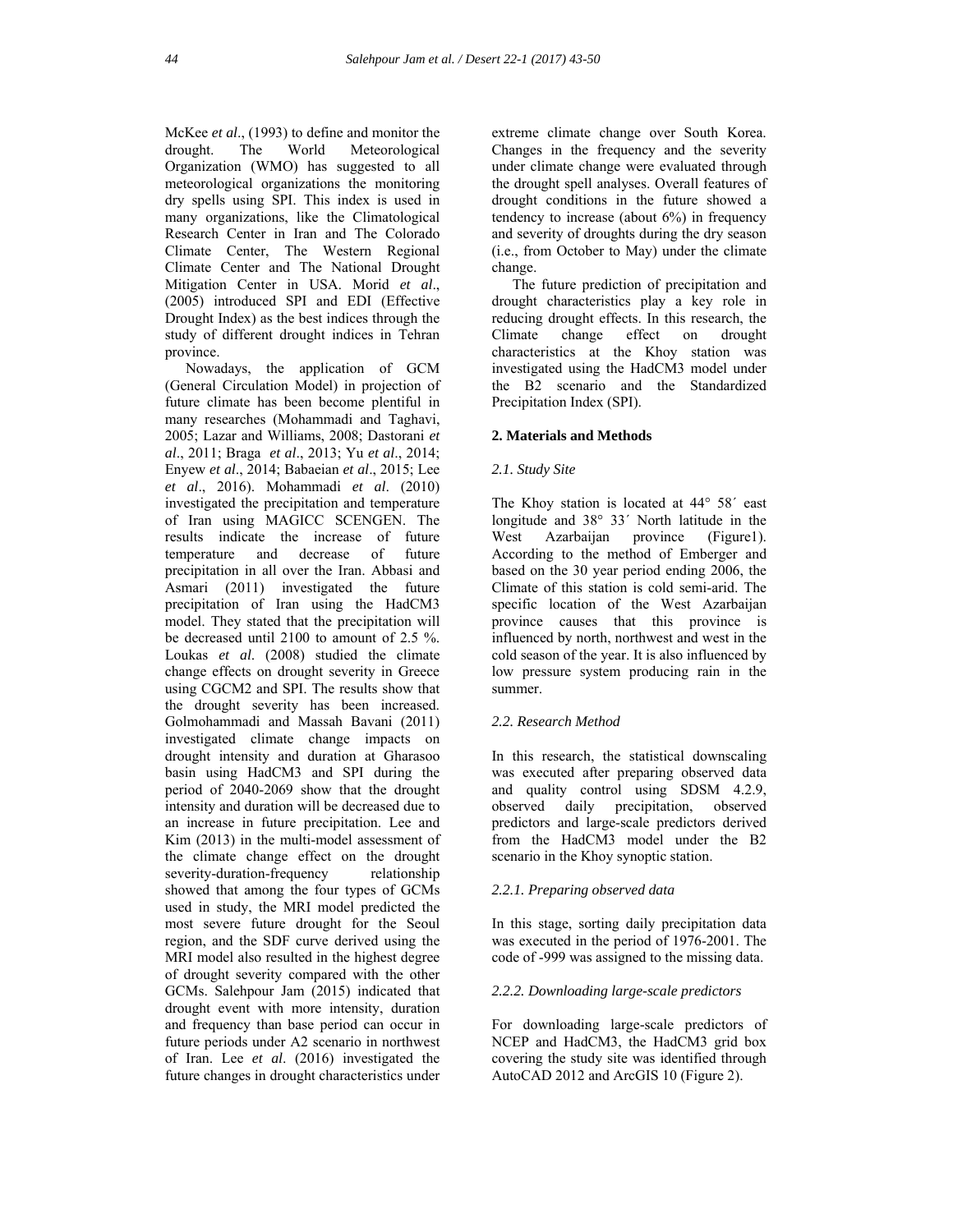McKee *et al*., (1993) to define and monitor the drought. The World Meteorological Organization (WMO) has suggested to all meteorological organizations the monitoring dry spells using SPI. This index is used in many organizations, like the Climatological Research Center in Iran and The Colorado Climate Center, The Western Regional Climate Center and The National Drought Mitigation Center in USA. Morid *et al*., (2005) introduced SPI and EDI (Effective Drought Index) as the best indices through the study of different drought indices in Tehran province.

Nowadays, the application of GCM (General Circulation Model) in projection of future climate has been become plentiful in many researches (Mohammadi and Taghavi, 2005; Lazar and Williams, 2008; Dastorani *et al*., 2011; Braga *et al*., 2013; Yu *et al*., 2014; Enyew *et al*., 2014; Babaeian *et al*., 2015; Lee *et al*., 2016). Mohammadi *et al*. (2010) investigated the precipitation and temperature of Iran using MAGICC SCENGEN. The results indicate the increase of future temperature and decrease of future precipitation in all over the Iran. Abbasi and Asmari (2011) investigated the future precipitation of Iran using the HadCM3 model. They stated that the precipitation will be decreased until 2100 to amount of 2.5 %. Loukas *et al*. (2008) studied the climate change effects on drought severity in Greece using CGCM2 and SPI. The results show that the drought severity has been increased. Golmohammadi and Massah Bavani (2011) investigated climate change impacts on drought intensity and duration at Gharasoo basin using HadCM3 and SPI during the period of 2040-2069 show that the drought intensity and duration will be decreased due to an increase in future precipitation. Lee and Kim (2013) in the multi-model assessment of the climate change effect on the drought severity-duration-frequency relationship showed that among the four types of GCMs used in study, the MRI model predicted the most severe future drought for the Seoul region, and the SDF curve derived using the MRI model also resulted in the highest degree of drought severity compared with the other GCMs. Salehpour Jam (2015) indicated that drought event with more intensity, duration and frequency than base period can occur in future periods under A2 scenario in northwest of Iran. Lee *et al*. (2016) investigated the future changes in drought characteristics under extreme climate change over South Korea. Changes in the frequency and the severity under climate change were evaluated through the drought spell analyses. Overall features of drought conditions in the future showed a tendency to increase (about 6%) in frequency and severity of droughts during the dry season (i.e., from October to May) under the climate change.

The future prediction of precipitation and drought characteristics play a key role in reducing drought effects. In this research, the Climate change effect on drought characteristics at the Khoy station was investigated using the HadCM3 model under the B2 scenario and the Standardized Precipitation Index (SPI).

## 2. Materials and Methods

### *2.1. Study Site*

The Khoy station is located at 44° 58´ east longitude and 38° 33´ North latitude in the West Azarbaijan province (Figure1). According to the method of Emberger and based on the 30 year period ending 2006, the Climate of this station is cold semi-arid. The specific location of the West Azarbaijan province causes that this province is influenced by north, northwest and west in the cold season of the year. It is also influenced by low pressure system producing rain in the summer.

### *2.2. Research Method*

In this research, the statistical downscaling was executed after preparing observed data and quality control using SDSM 4.2.9, observed daily precipitation, observed predictors and large-scale predictors derived from the HadCM3 model under the B2 scenario in the Khoy synoptic station.

#### *2.2.1. Preparing observed data*

In this stage, sorting daily precipitation data was executed in the period of 1976-2001. The code of -999 was assigned to the missing data.

#### *2.2.2. Downloading large-scale predictors*

For downloading large-scale predictors of NCEP and HadCM3, the HadCM3 grid box covering the study site was identified through AutoCAD 2012 and ArcGIS 10 (Figure 2).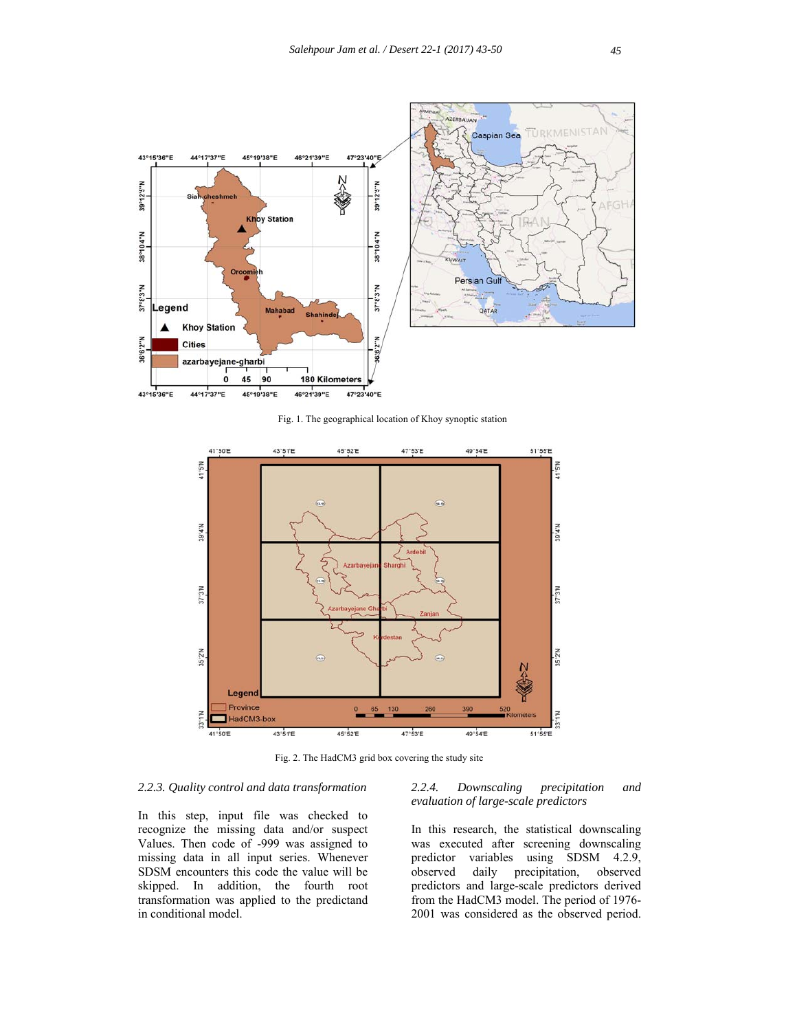Fig. 1. The geographical location of Khoy synoptic station

Fig. 2. The HadCM3 grid box covering the study site

### 2.2.3. Quality control and data transformation

In this step, input file was checked to recognize the missing data and/or suspect Values. Then code of -999 was assigned to missing data in all input series. Whenever SDSM encounters this code the value will be skipped. In addition, the fourth root transformation was applied to the predictand in conditional model.

### 2.2.4. Downscaling precipitation and evaluation of large-scale predictors

In this research, the statistical downscaling was executed after screening downscaling predictor variables using SDSM 4.2.9, observed daily precipitation, observed predictors and large-scale predictors derived from the HadCM3 model. The period of 1976-2001 was considered as the observed period.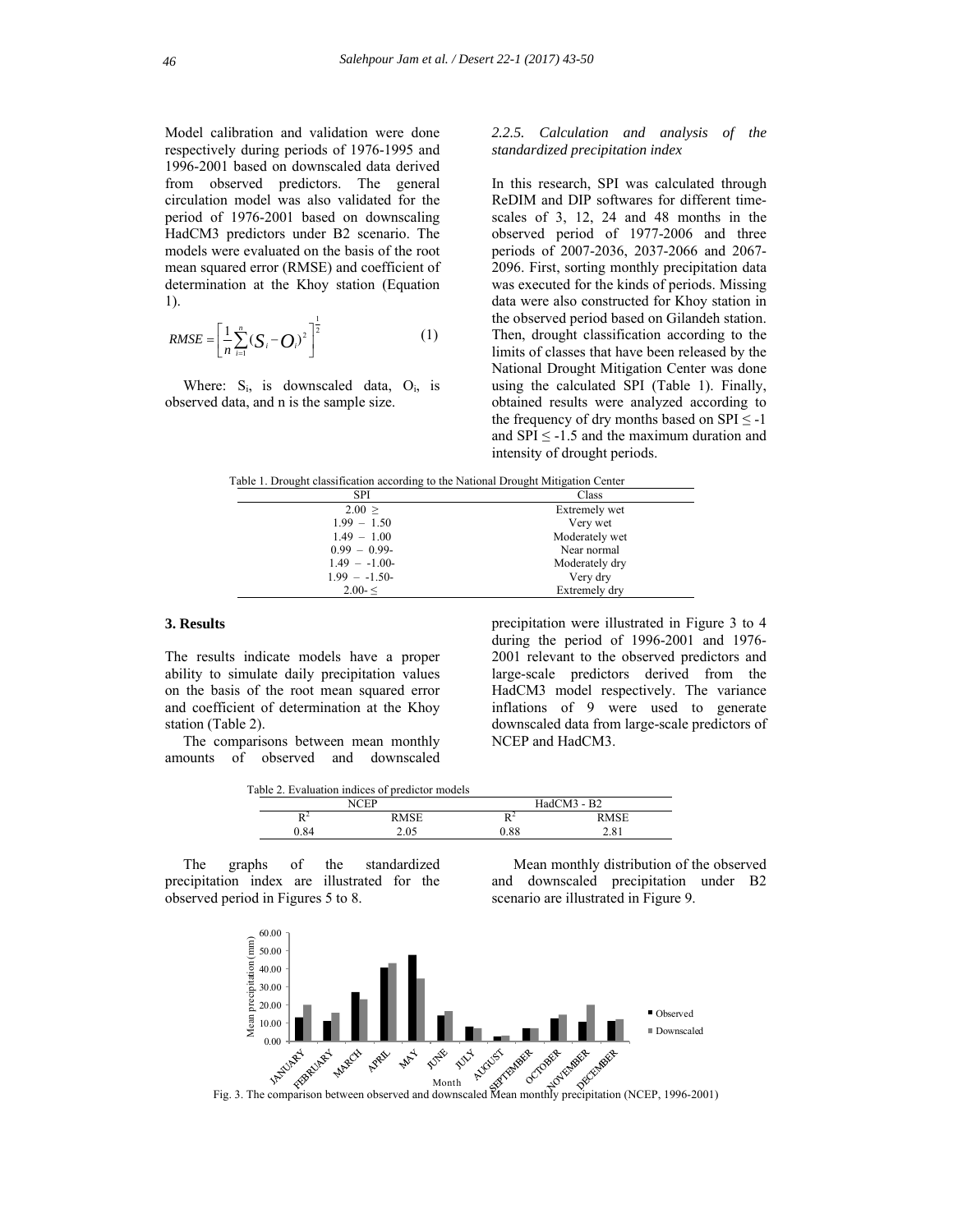Model calibration and validation were done respectively during periods of 1976-1995 and 1996-2001 based on downscaled data derived from observed predictors. The general circulation model was also validated for the period of 1976-2001 based on downscaling HadCM3 predictors under B2 scenario. The models were evaluated on the basis of the root mean squared error (RMSE) and coefficient of determination at the Khoy station (Equation 1).

$$RMSE = \left[\frac{1}{n}\sum_{i=1}^{n}(S_i - O_i)^2\right]^{\frac{1}{2}} \quad (1)$$

Where: $S_i$, is downscaled data, $O_i$, is observed data, and n is the sample size.

*2.2.5. Calculation and analysis of the standardized precipitation index*

In this research, SPI was calculated through ReDIM and DIP softwares for different time-scales of 3, 12, 24 and 48 months in the observed period of 1977-2006 and three periods of 2007-2036, 2037-2066 and 2067-2096. First, sorting monthly precipitation data was executed for the kinds of periods. Missing data were also constructed for Khoy station in the observed period based on Gilandeh station. Then, drought classification according to the limits of classes that have been released by the National Drought Mitigation Center was done using the calculated SPI (Table 1). Finally, obtained results were analyzed according to the frequency of dry months based on SPI ≤ -1 and SPI ≤ -1.5 and the maximum duration and intensity of drought periods.

Table 1. Drought classification according to the National Drought Mitigation Center

| SPI | Class |
|---|---|
| 2.00 ≥ | Extremely wet |
| 1.99 – 1.50 | Very wet |
| 1.49 – 1.00 | Moderately wet |
| 0.99 – 0.99- | Near normal |
| 1.49 – -1.00- | Moderately dry |
| 1.99 – -1.50- | Very dry |
| 2.00- ≤ | Extremely dry |

## 3. Results

The results indicate models have a proper ability to simulate daily precipitation values on the basis of the root mean squared error and coefficient of determination at the Khoy station (Table 2).

The comparisons between mean monthly amounts of observed and downscaled precipitation were illustrated in Figure 3 to 4 during the period of 1996-2001 and 1976-2001 relevant to the observed predictors and large-scale predictors derived from the HadCM3 model respectively. The variance inflations of 9 were used to generate downscaled data from large-scale predictors of NCEP and HadCM3.

Table 2. Evaluation indices of predictor models

| NCEP | | HadCM3 - B2 | |
|---|---|---|---|
| $R^2$ | RMSE | $R^2$ | RMSE |
| 0.84 | 2.05 | 0.88 | 2.81 |

The graphs of the standardized precipitation index are illustrated for the observed period in Figures 5 to 8.

Mean monthly distribution of the observed and downscaled precipitation under B2 scenario are illustrated in Figure 9.

Fig. 3. The comparison between observed and downscaled Mean monthly precipitation (NCEP, 1996-2001)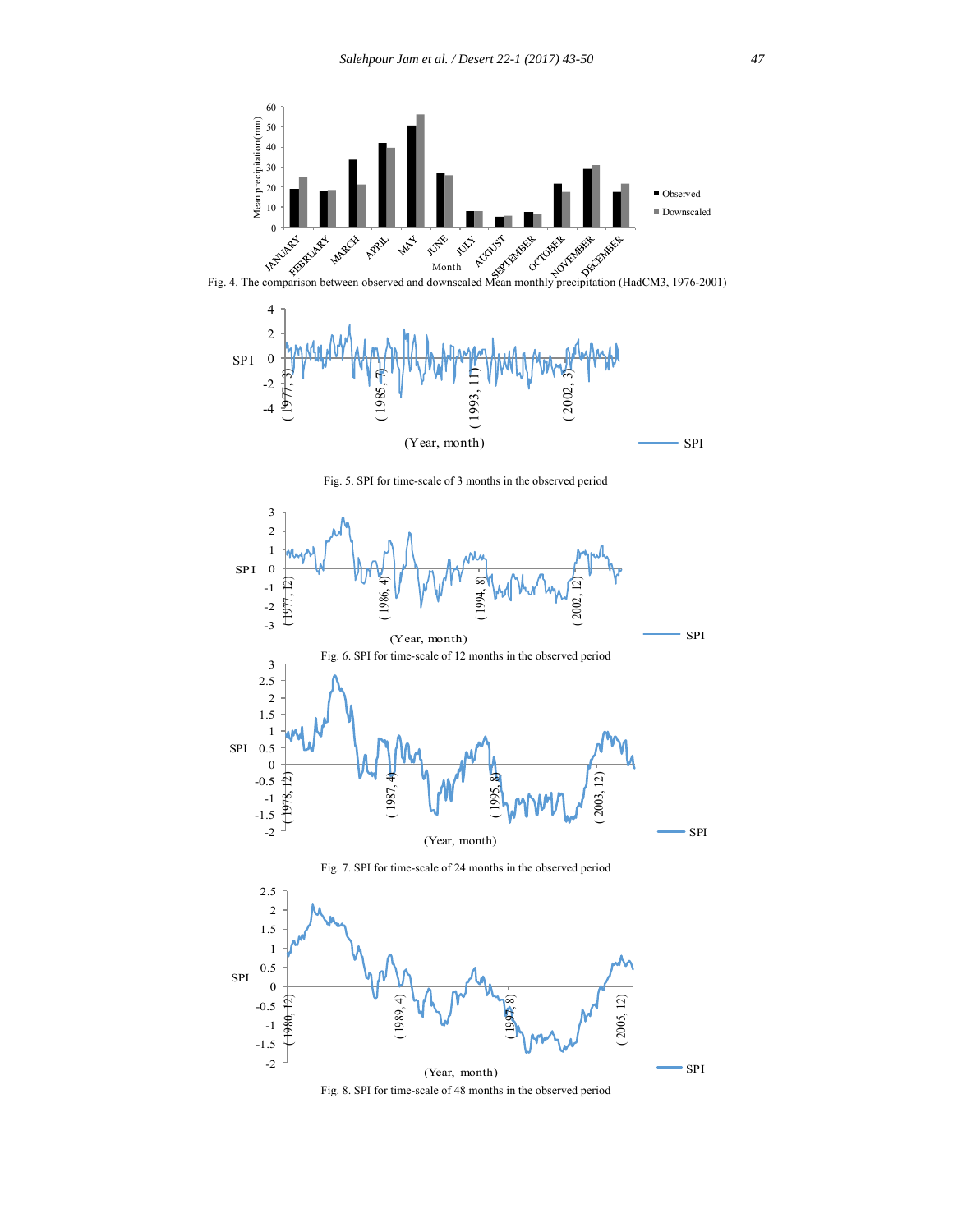Fig. 4. The comparison between observed and downscaled Mean monthly precipitation (HadCM3, 1976-2001)

Fig. 5. SPI for time-scale of 3 months in the observed period

Fig. 6. SPI for time-scale of 12 months in the observed period

Fig. 7. SPI for time-scale of 24 months in the observed period

Fig. 8. SPI for time-scale of 48 months in the observed period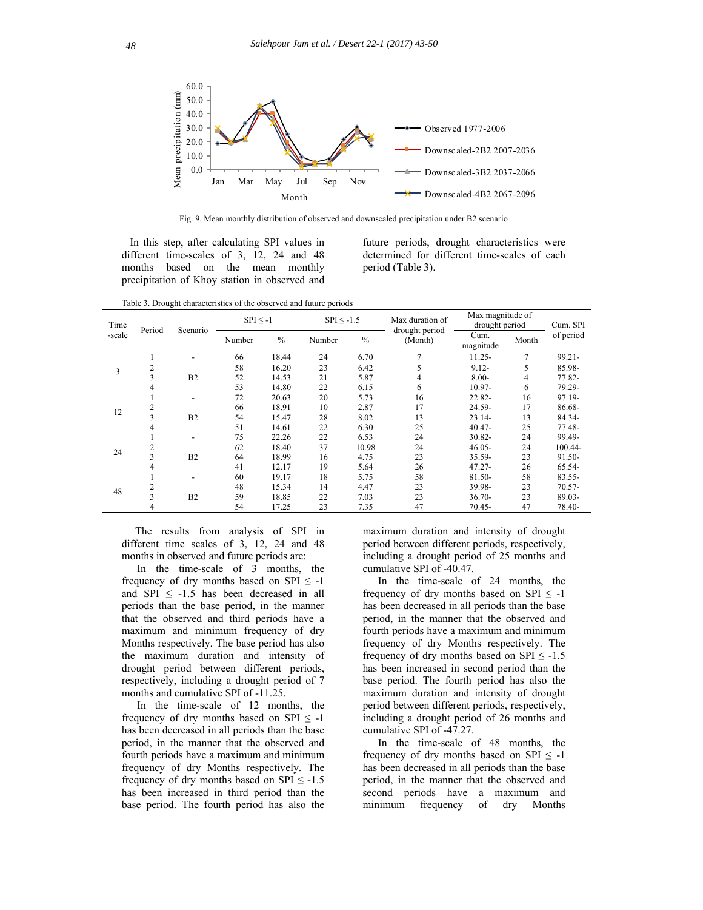Fig. 9. Mean monthly distribution of observed and downscaled precipitation under B2 scenario

In this step, after calculating SPI values in different time-scales of 3, 12, 24 and 48 months based on the mean monthly precipitation of Khoy station in observed and future periods, drought characteristics were determined for different time-scales of each period (Table 3).

Table 3. Drought characteristics of the observed and future periods

| Time -scale | Period | Scenario | SPI ≤ -1 | | SPI ≤ -1.5 | | Max duration of drought period (Month) | Max magnitude of drought period | | Cum. SPI of period |
|---|---|---|---|---|---|---|---|---|---|---|
| | | | Number | % | Number | % | | Cum. magnitude | Month | |
| 3 | 1 | - | 66 | 18.44 | 24 | 6.70 | 7 | 11.25- | 7 | 99.21- |
| | 2 | B2 | 58 | 16.20 | 23 | 6.42 | 5 | 9.12- | 5 | 85.98- |
| | 3 | | 52 | 14.53 | 21 | 5.87 | 4 | 8.00- | 4 | 77.82- |
| | 4 | | 53 | 14.80 | 22 | 6.15 | 6 | 10.97- | 6 | 79.29- |
| 12 | 1 | - | 72 | 20.63 | 20 | 5.73 | 16 | 22.82- | 16 | 97.19- |
| | 2 | B2 | 66 | 18.91 | 10 | 2.87 | 17 | 24.59- | 17 | 86.68- |
| | 3 | | 54 | 15.47 | 28 | 8.02 | 13 | 23.14- | 13 | 84.34- |
| | 4 | | 51 | 14.61 | 22 | 6.30 | 25 | 40.47- | 25 | 77.48- |
| 24 | 1 | - | 75 | 22.26 | 22 | 6.53 | 24 | 30.82- | 24 | 99.49- |
| | 2 | B2 | 62 | 18.40 | 37 | 10.98 | 24 | 46.05- | 24 | 100.44- |
| | 3 | | 64 | 18.99 | 16 | 4.75 | 23 | 35.59- | 23 | 91.50- |
| | 4 | | 41 | 12.17 | 19 | 5.64 | 26 | 47.27- | 26 | 65.54- |
| 48 | 1 | - | 60 | 19.17 | 18 | 5.75 | 58 | 81.50- | 58 | 83.55- |
| | 2 | B2 | 48 | 15.34 | 14 | 4.47 | 23 | 39.98- | 23 | 70.57- |
| | 3 | | 59 | 18.85 | 22 | 7.03 | 23 | 36.70- | 23 | 89.03- |
| | 4 | | 54 | 17.25 | 23 | 7.35 | 47 | 70.45- | 47 | 78.40- |

The results from analysis of SPI in different time scales of 3, 12, 24 and 48 months in observed and future periods are:

In the time-scale of 3 months, the frequency of dry months based on SPI ≤ -1 and SPI ≤ -1.5 has been decreased in all periods than the base period, in the manner that the observed and third periods have a maximum and minimum frequency of dry Months respectively. The base period has also the maximum duration and intensity of drought period between different periods, respectively, including a drought period of 7 months and cumulative SPI of -11.25.

In the time-scale of 12 months, the frequency of dry months based on SPI ≤ -1 has been decreased in all periods than the base period, in the manner that the observed and fourth periods have a maximum and minimum frequency of dry Months respectively. The frequency of dry months based on SPI ≤ -1.5 has been increased in third period than the base period. The fourth period has also the maximum duration and intensity of drought period between different periods, respectively, including a drought period of 25 months and cumulative SPI of -40.47.

In the time-scale of 24 months, the frequency of dry months based on SPI ≤ -1 has been decreased in all periods than the base period, in the manner that the observed and fourth periods have a maximum and minimum frequency of dry Months respectively. The frequency of dry months based on SPI ≤ -1.5 has been increased in second period than the base period. The fourth period has also the maximum duration and intensity of drought period between different periods, respectively, including a drought period of 26 months and cumulative SPI of -47.27.

In the time-scale of 48 months, the frequency of dry months based on SPI ≤ -1 has been decreased in all periods than the base period, in the manner that the observed and second periods have a maximum and minimum frequency of dry Months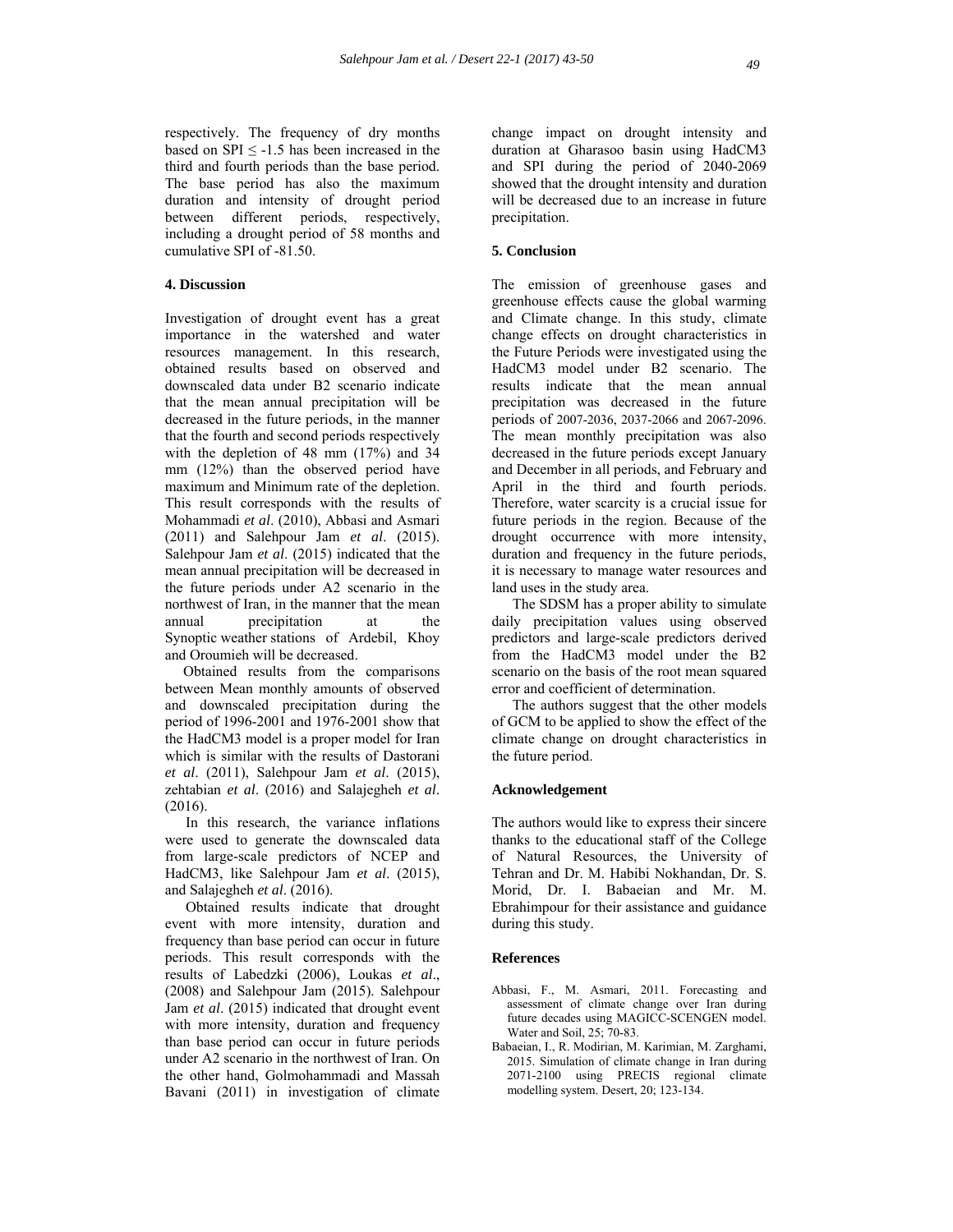respectively. The frequency of dry months based on SPI $\leq$ -1.5 has been increased in the third and fourth periods than the base period. The base period has also the maximum duration and intensity of drought period between different periods, respectively, including a drought period of 58 months and cumulative SPI of -81.50.

## 4. Discussion

Investigation of drought event has a great importance in the watershed and water resources management. In this research, obtained results based on observed and downscaled data under B2 scenario indicate that the mean annual precipitation will be decreased in the future periods, in the manner that the fourth and second periods respectively with the depletion of 48 mm (17%) and 34 mm (12%) than the observed period have maximum and Minimum rate of the depletion. This result corresponds with the results of Mohammadi *et al*. (2010), Abbasi and Asmari (2011) and Salehpour Jam *et al*. (2015). Salehpour Jam *et al*. (2015) indicated that the mean annual precipitation will be decreased in the future periods under A2 scenario in the northwest of Iran, in the manner that the mean annual precipitation at the Synoptic weather stations of Ardebil, Khoy and Oroumieh will be decreased.

Obtained results from the comparisons between Mean monthly amounts of observed and downscaled precipitation during the period of 1996-2001 and 1976-2001 show that the HadCM3 model is a proper model for Iran which is similar with the results of Dastorani *et al*. (2011), Salehpour Jam *et al*. (2015), zehtabian *et al*. (2016) and Salajegheh *et al*. (2016).

In this research, the variance inflations were used to generate the downscaled data from large-scale predictors of NCEP and HadCM3, like Salehpour Jam *et al*. (2015), and Salajegheh *et al*. (2016).

Obtained results indicate that drought event with more intensity, duration and frequency than base period can occur in future periods. This result corresponds with the results of Labedzki (2006), Loukas *et al*., (2008) and Salehpour Jam (2015). Salehpour Jam *et al*. (2015) indicated that drought event with more intensity, duration and frequency than base period can occur in future periods under A2 scenario in the northwest of Iran. On the other hand, Golmohammadi and Massah Bavani (2011) in investigation of climate change impact on drought intensity and duration at Gharasoo basin using HadCM3 and SPI during the period of 2040-2069 showed that the drought intensity and duration will be decreased due to an increase in future precipitation.

## 5. Conclusion

The emission of greenhouse gases and greenhouse effects cause the global warming and Climate change. In this study, climate change effects on drought characteristics in the Future Periods were investigated using the HadCM3 model under B2 scenario. The results indicate that the mean annual precipitation was decreased in the future periods of 2007-2036, 2037-2066 and 2067-2096. The mean monthly precipitation was also decreased in the future periods except January and December in all periods, and February and April in the third and fourth periods. Therefore, water scarcity is a crucial issue for future periods in the region. Because of the drought occurrence with more intensity, duration and frequency in the future periods, it is necessary to manage water resources and land uses in the study area.

The SDSM has a proper ability to simulate daily precipitation values using observed predictors and large-scale predictors derived from the HadCM3 model under the B2 scenario on the basis of the root mean squared error and coefficient of determination.

The authors suggest that the other models of GCM to be applied to show the effect of the climate change on drought characteristics in the future period.

## Acknowledgement

The authors would like to express their sincere thanks to the educational staff of the College of Natural Resources, the University of Tehran and Dr. M. Habibi Nokhandan, Dr. S. Morid, Dr. I. Babaeian and Mr. M. Ebrahimpour for their assistance and guidance during this study.

## References

Abbasi, F., M. Asmari, 2011. Forecasting and assessment of climate change over Iran during future decades using MAGICC-SCENGEN model. Water and Soil, 25; 70-83.

Babaeian, I., R. Modirian, M. Karimian, M. Zarghami, 2015. Simulation of climate change in Iran during 2071-2100 using PRECIS regional climate modelling system. Desert, 20; 123-134.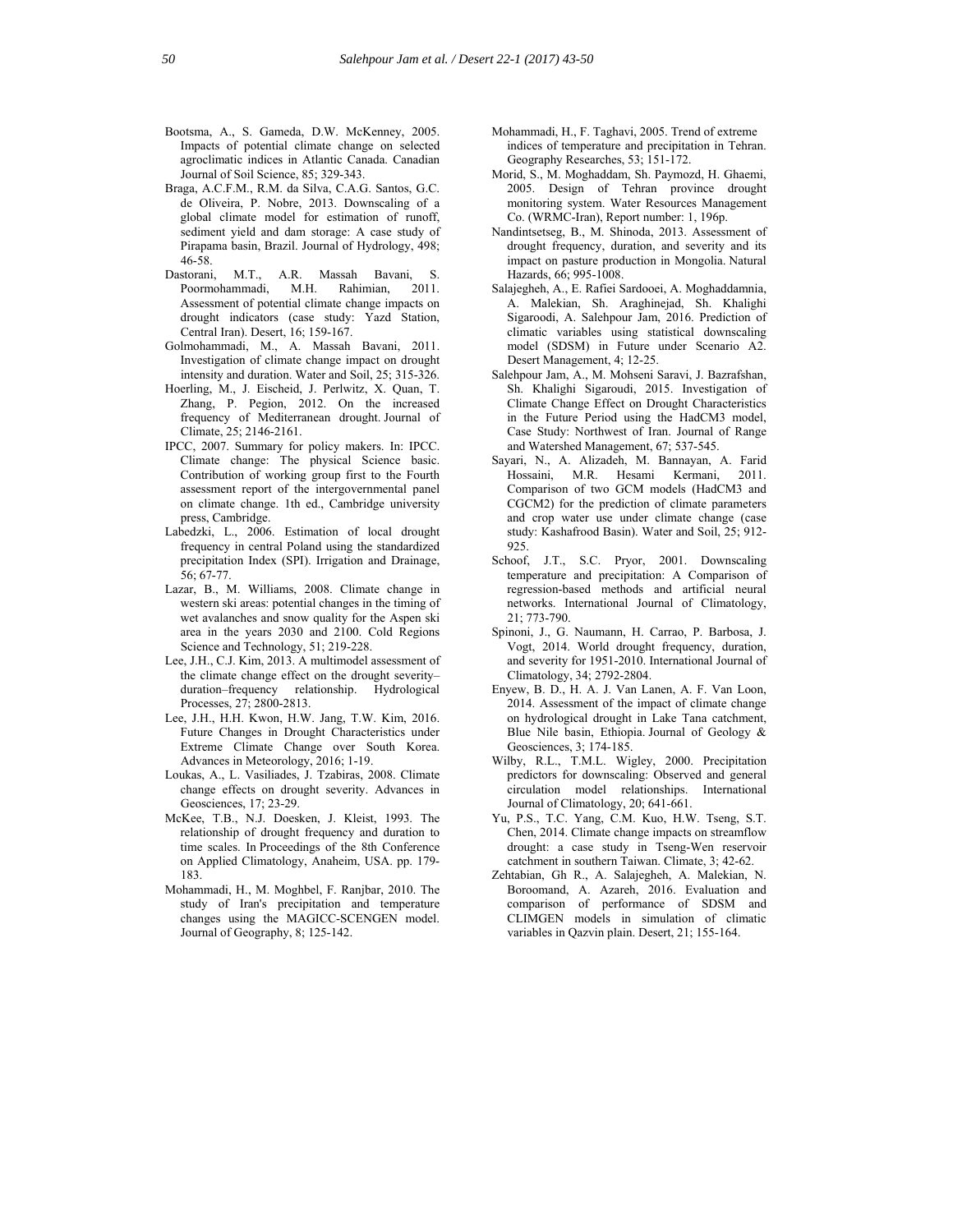Bootsma, A., S. Gameda, D.W. McKenney, 2005. Impacts of potential climate change on selected agroclimatic indices in Atlantic Canada. Canadian Journal of Soil Science, 85; 329-343.

Braga, A.C.F.M., R.M. da Silva, C.A.G. Santos, G.C. de Oliveira, P. Nobre, 2013. Downscaling of a global climate model for estimation of runoff, sediment yield and dam storage: A case study of Pirapama basin, Brazil. Journal of Hydrology, 498; 46-58.

Dastorani, M.T., A.R. Massah Bavani, S. Poormohammadi, M.H. Rahimian, 2011. Assessment of potential climate change impacts on drought indicators (case study: Yazd Station, Central Iran). Desert, 16; 159-167.

Golmohammadi, M., A. Massah Bavani, 2011. Investigation of climate change impact on drought intensity and duration. Water and Soil, 25; 315-326.

Hoerling, M., J. Eischeid, J. Perlwitz, X. Quan, T. Zhang, P. Pegion, 2012. On the increased frequency of Mediterranean drought. Journal of Climate, 25; 2146-2161.

IPCC, 2007. Summary for policy makers. In: IPCC. Climate change: The physical Science basic. Contribution of working group first to the Fourth assessment report of the intergovernmental panel on climate change. 1th ed., Cambridge university press, Cambridge.

Labedzki, L., 2006. Estimation of local drought frequency in central Poland using the standardized precipitation Index (SPI). Irrigation and Drainage, 56; 67-77.

Lazar, B., M. Williams, 2008. Climate change in western ski areas: potential changes in the timing of wet avalanches and snow quality for the Aspen ski area in the years 2030 and 2100. Cold Regions Science and Technology, 51; 219-228.

Lee, J.H., C.J. Kim, 2013. A multimodel assessment of the climate change effect on the drought severity–duration–frequency relationship. Hydrological Processes, 27; 2800-2813.

Lee, J.H., H.H. Kwon, H.W. Jang, T.W. Kim, 2016. Future Changes in Drought Characteristics under Extreme Climate Change over South Korea. Advances in Meteorology, 2016; 1-19.

Loukas, A., L. Vasiliades, J. Tzabiras, 2008. Climate change effects on drought severity. Advances in Geosciences, 17; 23-29.

McKee, T.B., N.J. Doesken, J. Kleist, 1993. The relationship of drought frequency and duration to time scales. In Proceedings of the 8th Conference on Applied Climatology, Anaheim, USA. pp. 179-183.

Mohammadi, H., M. Moghbel, F. Ranjbar, 2010. The study of Iran's precipitation and temperature changes using the MAGICC-SCENGEN model. Journal of Geography, 8; 125-142.

Mohammadi, H., F. Taghavi, 2005. Trend of extreme indices of temperature and precipitation in Tehran. Geography Researches, 53; 151-172.

Morid, S., M. Moghaddam, Sh. Paymozd, H. Ghaemi, 2005. Design of Tehran province drought monitoring system. Water Resources Management Co. (WRMC-Iran), Report number: 1, 196p.

Nandintsetseg, B., M. Shinoda, 2013. Assessment of drought frequency, duration, and severity and its impact on pasture production in Mongolia. Natural Hazards, 66; 995-1008.

Salajegheh, A., E. Rafiei Sardooei, A. Moghaddamnia, A. Malekian, Sh. Araghinejad, Sh. Khalighi Sigaroodi, A. Salehpour Jam, 2016. Prediction of climatic variables using statistical downscaling model (SDSM) in Future under Scenario A2. Desert Management, 4; 12-25.

Salehpour Jam, A., M. Mohseni Saravi, J. Bazrafshan, Sh. Khalighi Sigaroudi, 2015. Investigation of Climate Change Effect on Drought Characteristics in the Future Period using the HadCM3 model, Case Study: Northwest of Iran. Journal of Range and Watershed Management, 67; 537-545.

Sayari, N., A. Alizadeh, M. Bannayan, A. Farid Hossaini, M.R. Hesami Kermani, 2011. Comparison of two GCM models (HadCM3 and CGCM2) for the prediction of climate parameters and crop water use under climate change (case study: Kashafrood Basin). Water and Soil, 25; 912-925.

Schoof, J.T., S.C. Pryor, 2001. Downscaling temperature and precipitation: A Comparison of regression-based methods and artificial neural networks. International Journal of Climatology, 21; 773-790.

Spinoni, J., G. Naumann, H. Carrao, P. Barbosa, J. Vogt, 2014. World drought frequency, duration, and severity for 1951-2010. International Journal of Climatology, 34; 2792-2804.

Enyew, B. D., H. A. J. Van Lanen, A. F. Van Loon, 2014. Assessment of the impact of climate change on hydrological drought in Lake Tana catchment, Blue Nile basin, Ethiopia. Journal of Geology & Geosciences, 3; 174-185.

Wilby, R.L., T.M.L. Wigley, 2000. Precipitation predictors for downscaling: Observed and general circulation model relationships. International Journal of Climatology, 20; 641-661.

Yu, P.S., T.C. Yang, C.M. Kuo, H.W. Tseng, S.T. Chen, 2014. Climate change impacts on streamflow drought: a case study in Tseng-Wen reservoir catchment in southern Taiwan. Climate, 3; 42-62.

Zehtabian, Gh R., A. Salajegheh, A. Malekian, N. Boroomand, A. Azareh, 2016. Evaluation and comparison of performance of SDSM and CLIMGEN models in simulation of climatic variables in Qazvin plain. Desert, 21; 155-164.